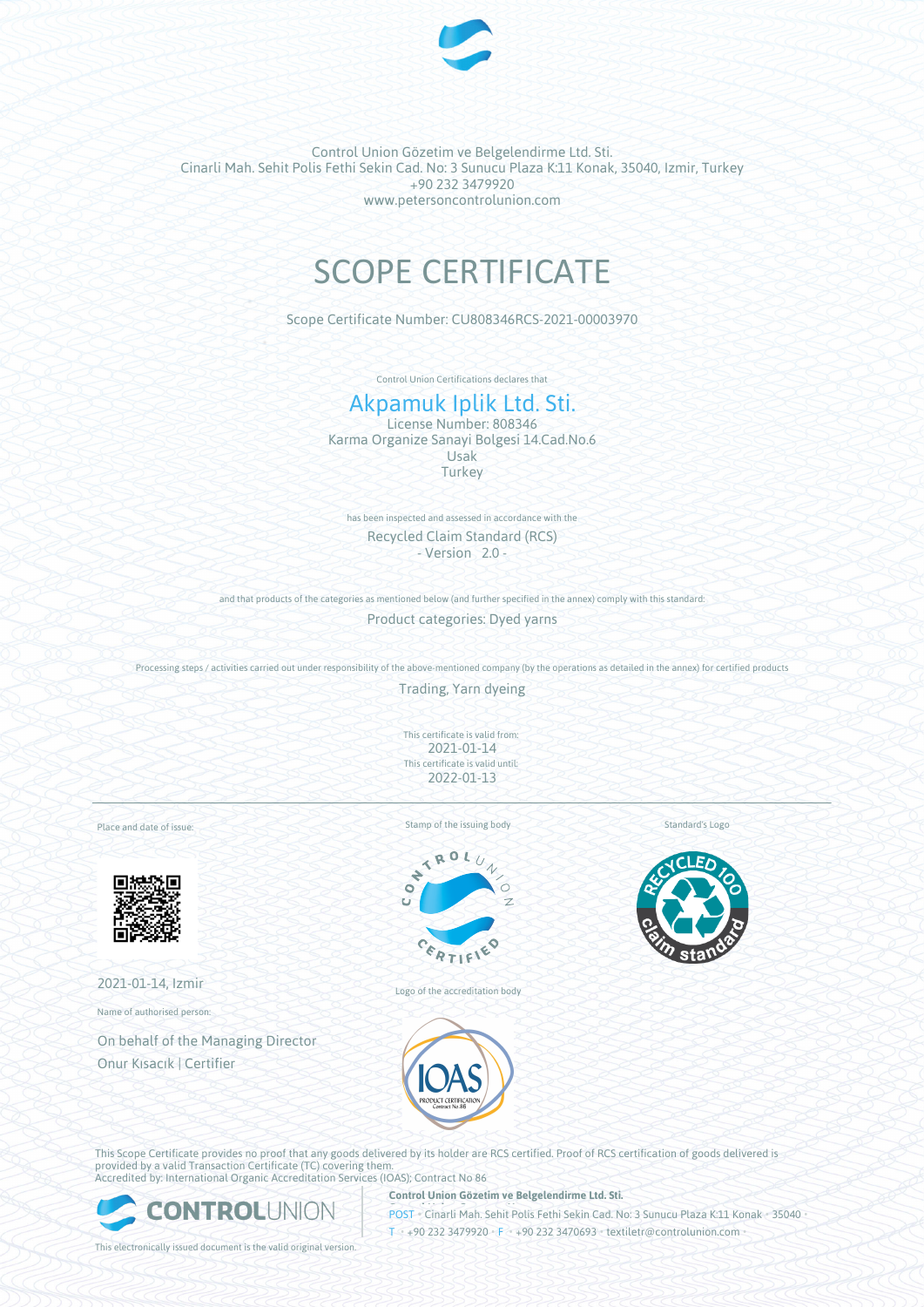Control Union Gözetim ve Belgelendirme Ltd. Sti.
Cinarli Mah. Sehit Polis Fethi Sekin Cad. No: 3 Sunucu Plaza K:11 Konak, 35040, Izmir, Turkey
+90 232 3479920
www.petersoncontrolunion.com

# SCOPE CERTIFICATE

Scope Certificate Number: CU808346RCS-2021-00003970

Control Union Certifications declares that

## Akpamuk Iplik Ltd. Sti.

License Number: 808346
Karma Organize Sanayi Bolgesi 14.Cad.No.6
Usak
Turkey

has been inspected and assessed in accordance with the

Recycled Claim Standard (RCS)
- Version 2.0 -

and that products of the categories as mentioned below (and further specified in the annex) comply with this standard:

Product categories: Dyed yarns

Processing steps / activities carried out under responsibility of the above-mentioned company (by the operations as detailed in the annex) for certified products

Trading, Yarn dyeing

This certificate is valid from:
2021-01-14
This certificate is valid until:
2022-01-13

Place and date of issue:

2021-01-14, Izmir

Name of authorised person:

On behalf of the Managing Director
Onur Kısacık | Certifier

Stamp of the issuing body

Logo of the accreditation body

Standard's Logo

This Scope Certificate provides no proof that any goods delivered by its holder are RCS certified. Proof of RCS certification of goods delivered is provided by a valid Transaction Certificate (TC) covering them.
Accredited by: International Organic Accreditation Services (IOAS); Contract No 86

**Control Union Gözetim ve Belgelendirme Ltd. Sti.**
POST • Cinarli Mah. Sehit Polis Fethi Sekin Cad. No: 3 Sunucu Plaza K:11 Konak • 35040 •
T • +90 232 3479920 • F • +90 232 3470693 • textiletr@controlunion.com •

This electronically issued document is the valid original version.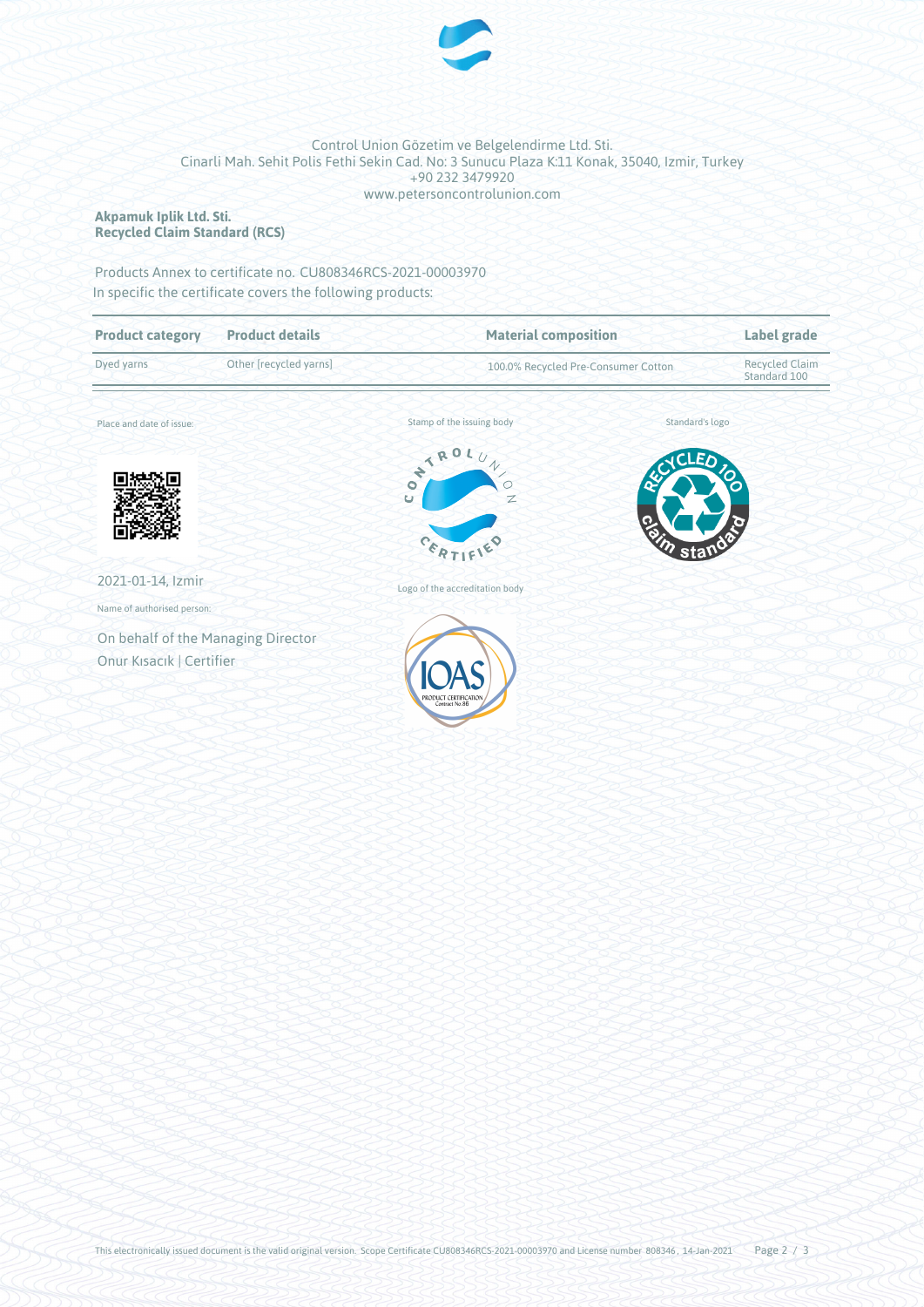Control Union Gözetim ve Belgelendirme Ltd. Sti.
Cinarli Mah. Sehit Polis Fethi Sekin Cad. No: 3 Sunucu Plaza K:11 Konak, 35040, Izmir, Turkey
+90 232 3479920
www.petersoncontrolunion.com

**Akpamuk Iplik Ltd. Sti.**
**Recycled Claim Standard (RCS)**

Products Annex to certificate no. CU808346RCS-2021-00003970
In specific the certificate covers the following products:

| Product category | Product details | Material composition | Label grade |
| --- | --- | --- | --- |
| Dyed yarns | Other [recycled yarns] | 100.0% Recycled Pre-Consumer Cotton | Recycled Claim Standard 100 |

Place and date of issue:

2021-01-14, Izmir

Name of authorised person:

On behalf of the Managing Director
Onur Kısacık | Certifier

Stamp of the issuing body

Standard's logo

Logo of the accreditation body

This electronically issued document is the valid original version. Scope Certificate CU808346RCS-2021-00003970 and License number 808346, 14-Jan-2021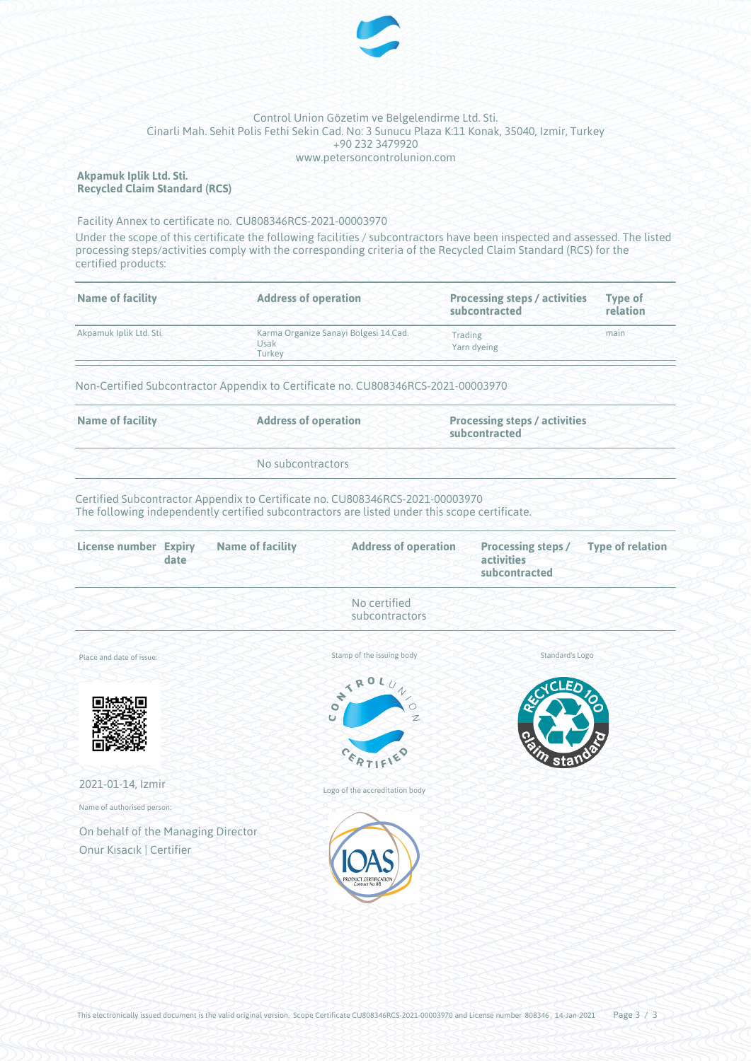Control Union Gözetim ve Belgelendirme Ltd. Sti.
Cinarli Mah. Sehit Polis Fethi Sekin Cad. No: 3 Sunucu Plaza K:11 Konak, 35040, Izmir, Turkey
+90 232 3479920
www.petersoncontrolunion.com

**Akpamuk Iplik Ltd. Sti.**
**Recycled Claim Standard (RCS)**

Facility Annex to certificate no. CU808346RCS-2021-00003970

Under the scope of this certificate the following facilities / subcontractors have been inspected and assessed. The listed processing steps/activities comply with the corresponding criteria of the Recycled Claim Standard (RCS) for the certified products:

| Name of facility | Address of operation | Processing steps / activities subcontracted | Type of relation |
|---|---|---|---|
| Akpamuk Iplik Ltd. Sti. | Karma Organize Sanayi Bolgesi 14.Cad.<br>Usak<br>Turkey | Trading<br>Yarn dyeing | main |

Non-Certified Subcontractor Appendix to Certificate no. CU808346RCS-2021-00003970

| Name of facility | Address of operation | Processing steps / activities subcontracted |
|---|---|---|
| | No subcontractors | |

Certified Subcontractor Appendix to Certificate no. CU808346RCS-2021-00003970
The following independently certified subcontractors are listed under this scope certificate.

| License number | Expiry date | Name of facility | Address of operation | Processing steps / activities subcontracted | Type of relation |
|---|---|---|---|---|---|
| | | | No certified subcontractors | | |

Place and date of issue:

2021-01-14, Izmir

Name of authorised person:

On behalf of the Managing Director
Onur Kısacık | Certifier

Stamp of the issuing body

Logo of the accreditation body

Standard's Logo

This electronically issued document is the valid original version. Scope Certificate CU808346RCS-2021-00003970 and License number 808346 , 14-Jan-2021